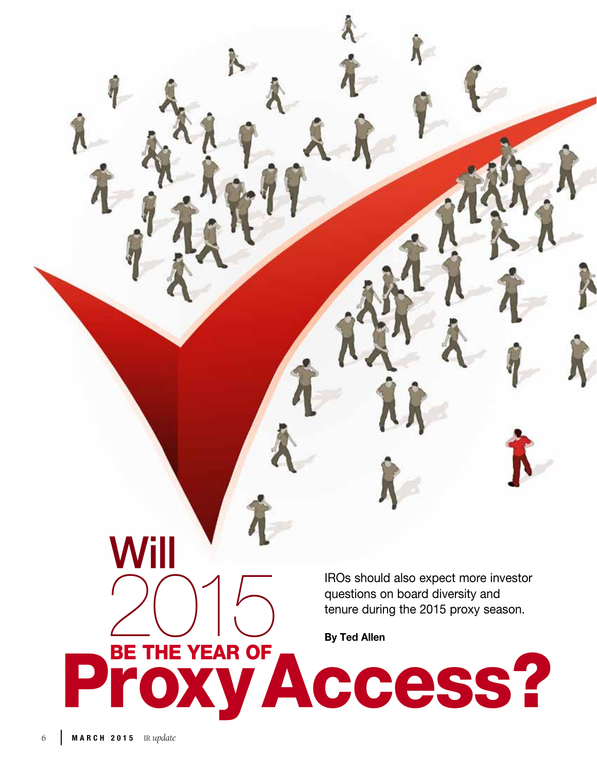# Will 2015 BE THE YEAR OF Proxy Access?

IROs should also expect more investor questions on board diversity and tenure during the 2015 proxy season.

**By Ted Allen**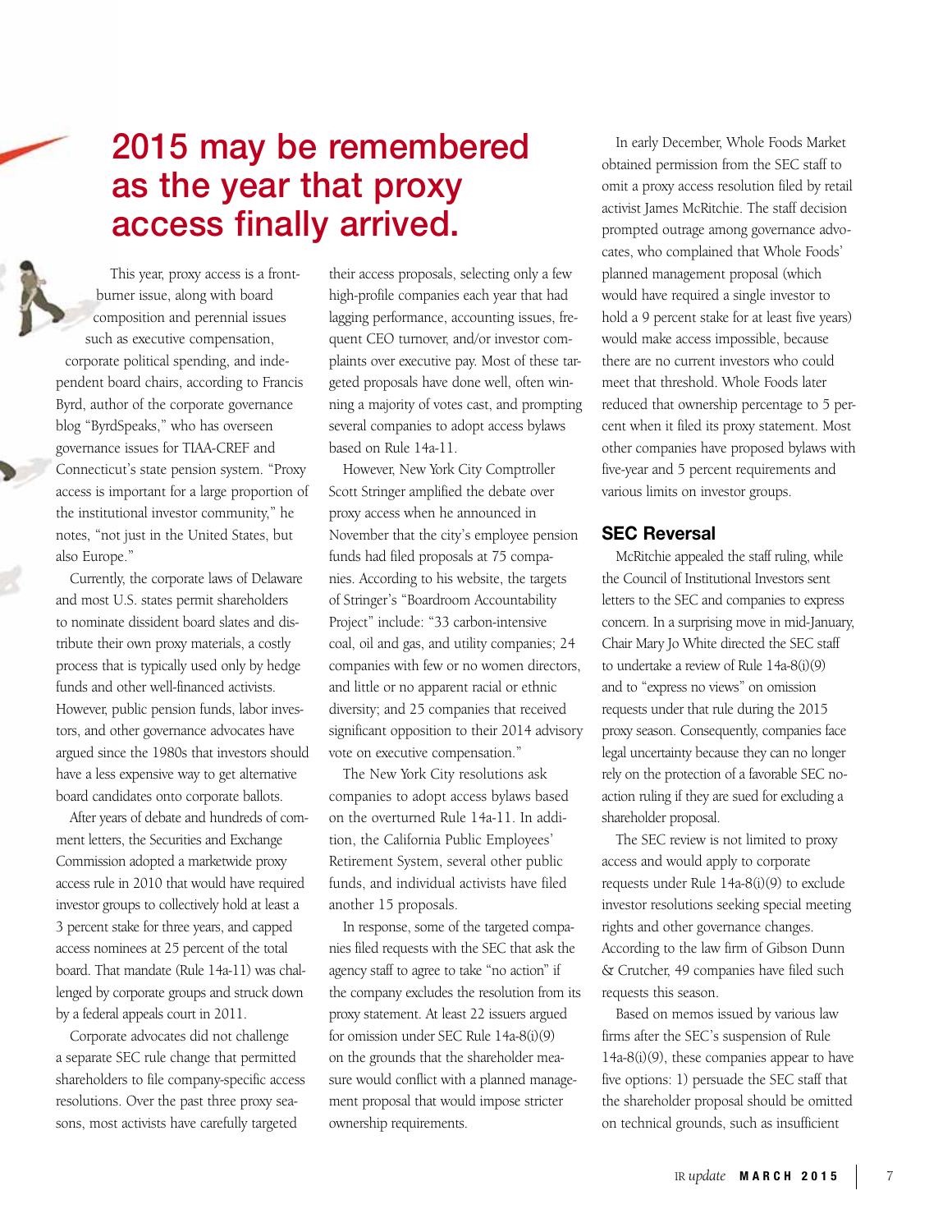# 2015 may be remembered as the year that proxy access finally arrived.

This year, proxy access is a front-burner issue, along with board composition and perennial issues such as executive compensation, corporate political spending, and independent board chairs, according to Francis Byrd, author of the corporate governance blog "ByrdSpeaks," who has overseen governance issues for TIAA-CREF and Connecticut's state pension system. "Proxy access is important for a large proportion of the institutional investor community," he notes, "not just in the United States, but also Europe."

Currently, the corporate laws of Delaware and most U.S. states permit shareholders to nominate dissident board slates and distribute their own proxy materials, a costly process that is typically used only by hedge funds and other well-financed activists. However, public pension funds, labor investors, and other governance advocates have argued since the 1980s that investors should have a less expensive way to get alternative board candidates onto corporate ballots.

After years of debate and hundreds of comment letters, the Securities and Exchange Commission adopted a marketwide proxy access rule in 2010 that would have required investor groups to collectively hold at least a 3 percent stake for three years, and capped access nominees at 25 percent of the total board. That mandate (Rule 14a-11) was challenged by corporate groups and struck down by a federal appeals court in 2011.

Corporate advocates did not challenge a separate SEC rule change that permitted shareholders to file company-specific access resolutions. Over the past three proxy seasons, most activists have carefully targeted their access proposals, selecting only a few high-profile companies each year that had lagging performance, accounting issues, frequent CEO turnover, and/or investor complaints over executive pay. Most of these targeted proposals have done well, often winning a majority of votes cast, and prompting several companies to adopt access bylaws based on Rule 14a-11.

However, New York City Comptroller Scott Stringer amplified the debate over proxy access when he announced in November that the city's employee pension funds had filed proposals at 75 companies. According to his website, the targets of Stringer's "Boardroom Accountability Project" include: "33 carbon-intensive coal, oil and gas, and utility companies; 24 companies with few or no women directors, and little or no apparent racial or ethnic diversity; and 25 companies that received significant opposition to their 2014 advisory vote on executive compensation."

The New York City resolutions ask companies to adopt access bylaws based on the overturned Rule 14a-11. In addition, the California Public Employees' Retirement System, several other public funds, and individual activists have filed another 15 proposals.

In response, some of the targeted companies filed requests with the SEC that ask the agency staff to agree to take "no action" if the company excludes the resolution from its proxy statement. At least 22 issuers argued for omission under SEC Rule 14a-8(i)(9) on the grounds that the shareholder measure would conflict with a planned management proposal that would impose stricter ownership requirements.

In early December, Whole Foods Market obtained permission from the SEC staff to omit a proxy access resolution filed by retail activist James McRitchie. The staff decision prompted outrage among governance advocates, who complained that Whole Foods' planned management proposal (which would have required a single investor to hold a 9 percent stake for at least five years) would make access impossible, because there are no current investors who could meet that threshold. Whole Foods later reduced that ownership percentage to 5 percent when it filed its proxy statement. Most other companies have proposed bylaws with five-year and 5 percent requirements and various limits on investor groups.

## SEC Reversal

McRitchie appealed the staff ruling, while the Council of Institutional Investors sent letters to the SEC and companies to express concern. In a surprising move in mid-January, Chair Mary Jo White directed the SEC staff to undertake a review of Rule 14a-8(i)(9) and to "express no views" on omission requests under that rule during the 2015 proxy season. Consequently, companies face legal uncertainty because they can no longer rely on the protection of a favorable SEC no-action ruling if they are sued for excluding a shareholder proposal.

The SEC review is not limited to proxy access and would apply to corporate requests under Rule 14a-8(i)(9) to exclude investor resolutions seeking special meeting rights and other governance changes. According to the law firm of Gibson Dunn & Crutcher, 49 companies have filed such requests this season.

Based on memos issued by various law firms after the SEC's suspension of Rule 14a-8(i)(9), these companies appear to have five options: 1) persuade the SEC staff that the shareholder proposal should be omitted on technical grounds, such as insufficient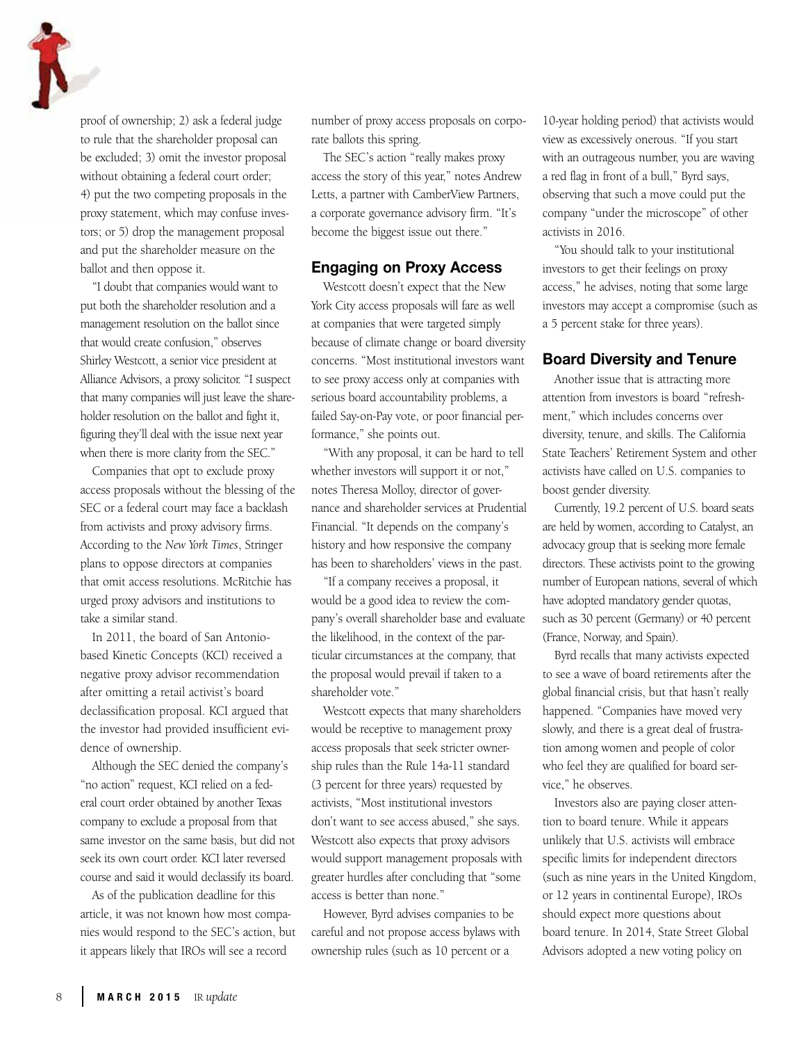proof of ownership; 2) ask a federal judge to rule that the shareholder proposal can be excluded; 3) omit the investor proposal without obtaining a federal court order; 4) put the two competing proposals in the proxy statement, which may confuse investors; or 5) drop the management proposal and put the shareholder measure on the ballot and then oppose it.

"I doubt that companies would want to put both the shareholder resolution and a management resolution on the ballot since that would create confusion," observes Shirley Westcott, a senior vice president at Alliance Advisors, a proxy solicitor. "I suspect that many companies will just leave the shareholder resolution on the ballot and fight it, figuring they'll deal with the issue next year when there is more clarity from the SEC."

Companies that opt to exclude proxy access proposals without the blessing of the SEC or a federal court may face a backlash from activists and proxy advisory firms. According to the *New York Times*, Stringer plans to oppose directors at companies that omit access resolutions. McRitchie has urged proxy advisors and institutions to take a similar stand.

In 2011, the board of San Antonio-based Kinetic Concepts (KCI) received a negative proxy advisor recommendation after omitting a retail activist's board declassification proposal. KCI argued that the investor had provided insufficient evidence of ownership.

Although the SEC denied the company's "no action" request, KCI relied on a federal court order obtained by another Texas company to exclude a proposal from that same investor on the same basis, but did not seek its own court order. KCI later reversed course and said it would declassify its board.

As of the publication deadline for this article, it was not known how most companies would respond to the SEC's action, but it appears likely that IROs will see a record number of proxy access proposals on corporate ballots this spring.

The SEC's action "really makes proxy access the story of this year," notes Andrew Letts, a partner with CamberView Partners, a corporate governance advisory firm. "It's become the biggest issue out there."

## Engaging on Proxy Access

Westcott doesn't expect that the New York City access proposals will fare as well at companies that were targeted simply because of climate change or board diversity concerns. "Most institutional investors want to see proxy access only at companies with serious board accountability problems, a failed Say-on-Pay vote, or poor financial performance," she points out.

"With any proposal, it can be hard to tell whether investors will support it or not," notes Theresa Molloy, director of governance and shareholder services at Prudential Financial. "It depends on the company's history and how responsive the company has been to shareholders' views in the past.

"If a company receives a proposal, it would be a good idea to review the company's overall shareholder base and evaluate the likelihood, in the context of the particular circumstances at the company, that the proposal would prevail if taken to a shareholder vote."

Westcott expects that many shareholders would be receptive to management proxy access proposals that seek stricter ownership rules than the Rule 14a-11 standard (3 percent for three years) requested by activists, "Most institutional investors don't want to see access abused," she says. Westcott also expects that proxy advisors would support management proposals with greater hurdles after concluding that "some access is better than none."

However, Byrd advises companies to be careful and not propose access bylaws with ownership rules (such as 10 percent or a 10-year holding period) that activists would view as excessively onerous. "If you start with an outrageous number, you are waving a red flag in front of a bull," Byrd says, observing that such a move could put the company "under the microscope" of other activists in 2016.

"You should talk to your institutional investors to get their feelings on proxy access," he advises, noting that some large investors may accept a compromise (such as a 5 percent stake for three years).

## Board Diversity and Tenure

Another issue that is attracting more attention from investors is board "refreshment," which includes concerns over diversity, tenure, and skills. The California State Teachers' Retirement System and other activists have called on U.S. companies to boost gender diversity.

Currently, 19.2 percent of U.S. board seats are held by women, according to Catalyst, an advocacy group that is seeking more female directors. These activists point to the growing number of European nations, several of which have adopted mandatory gender quotas, such as 30 percent (Germany) or 40 percent (France, Norway, and Spain).

Byrd recalls that many activists expected to see a wave of board retirements after the global financial crisis, but that hasn't really happened. "Companies have moved very slowly, and there is a great deal of frustration among women and people of color who feel they are qualified for board service," he observes.

Investors also are paying closer attention to board tenure. While it appears unlikely that U.S. activists will embrace specific limits for independent directors (such as nine years in the United Kingdom, or 12 years in continental Europe), IROs should expect more questions about board tenure. In 2014, State Street Global Advisors adopted a new voting policy on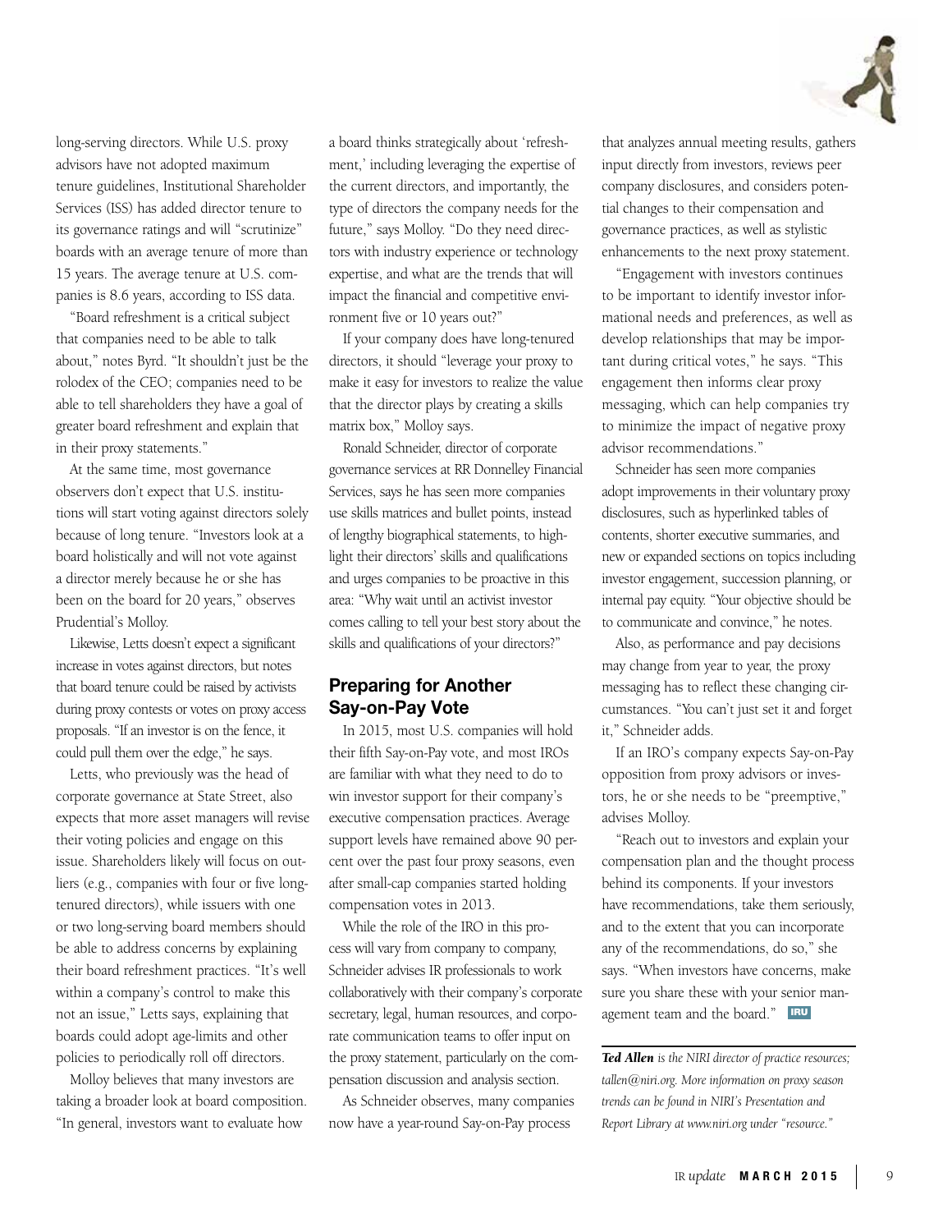long-serving directors. While U.S. proxy advisors have not adopted maximum tenure guidelines, Institutional Shareholder Services (ISS) has added director tenure to its governance ratings and will "scrutinize" boards with an average tenure of more than 15 years. The average tenure at U.S. companies is 8.6 years, according to ISS data.

"Board refreshment is a critical subject that companies need to be able to talk about," notes Byrd. "It shouldn't just be the rolodex of the CEO; companies need to be able to tell shareholders they have a goal of greater board refreshment and explain that in their proxy statements."

At the same time, most governance observers don't expect that U.S. institutions will start voting against directors solely because of long tenure. "Investors look at a board holistically and will not vote against a director merely because he or she has been on the board for 20 years," observes Prudential's Molloy.

Likewise, Letts doesn't expect a significant increase in votes against directors, but notes that board tenure could be raised by activists during proxy contests or votes on proxy access proposals. "If an investor is on the fence, it could pull them over the edge," he says.

Letts, who previously was the head of corporate governance at State Street, also expects that more asset managers will revise their voting policies and engage on this issue. Shareholders likely will focus on outliers (e.g., companies with four or five long-tenured directors), while issuers with one or two long-serving board members should be able to address concerns by explaining their board refreshment practices. "It's well within a company's control to make this not an issue," Letts says, explaining that boards could adopt age-limits and other policies to periodically roll off directors.

Molloy believes that many investors are taking a broader look at board composition. "In general, investors want to evaluate how a board thinks strategically about 'refreshment,' including leveraging the expertise of the current directors, and importantly, the type of directors the company needs for the future," says Molloy. "Do they need directors with industry experience or technology expertise, and what are the trends that will impact the financial and competitive environment five or 10 years out?"

If your company does have long-tenured directors, it should "leverage your proxy to make it easy for investors to realize the value that the director plays by creating a skills matrix box," Molloy says.

Ronald Schneider, director of corporate governance services at RR Donnelley Financial Services, says he has seen more companies use skills matrices and bullet points, instead of lengthy biographical statements, to highlight their directors' skills and qualifications and urges companies to be proactive in this area: "Why wait until an activist investor comes calling to tell your best story about the skills and qualifications of your directors?"

## Preparing for Another Say-on-Pay Vote

In 2015, most U.S. companies will hold their fifth Say-on-Pay vote, and most IROs are familiar with what they need to do to win investor support for their company's executive compensation practices. Average support levels have remained above 90 percent over the past four proxy seasons, even after small-cap companies started holding compensation votes in 2013.

While the role of the IRO in this process will vary from company to company, Schneider advises IR professionals to work collaboratively with their company's corporate secretary, legal, human resources, and corporate communication teams to offer input on the proxy statement, particularly on the compensation discussion and analysis section.

As Schneider observes, many companies now have a year-round Say-on-Pay process that analyzes annual meeting results, gathers input directly from investors, reviews peer company disclosures, and considers potential changes to their compensation and governance practices, as well as stylistic enhancements to the next proxy statement.

"Engagement with investors continues to be important to identify investor informational needs and preferences, as well as develop relationships that may be important during critical votes," he says. "This engagement then informs clear proxy messaging, which can help companies try to minimize the impact of negative proxy advisor recommendations."

Schneider has seen more companies adopt improvements in their voluntary proxy disclosures, such as hyperlinked tables of contents, shorter executive summaries, and new or expanded sections on topics including investor engagement, succession planning, or internal pay equity. "Your objective should be to communicate and convince," he notes.

Also, as performance and pay decisions may change from year to year, the proxy messaging has to reflect these changing circumstances. "You can't just set it and forget it," Schneider adds.

If an IRO's company expects Say-on-Pay opposition from proxy advisors or investors, he or she needs to be "preemptive," advises Molloy.

"Reach out to investors and explain your compensation plan and the thought process behind its components. If your investors have recommendations, take them seriously, and to the extent that you can incorporate any of the recommendations, do so," she says. "When investors have concerns, make sure you share these with your senior management team and the board." IRU

***Ted Allen*** *is the NIRI director of practice resources; tallen@niri.org. More information on proxy season trends can be found in NIRI's Presentation and Report Library at www.niri.org under "resource."*